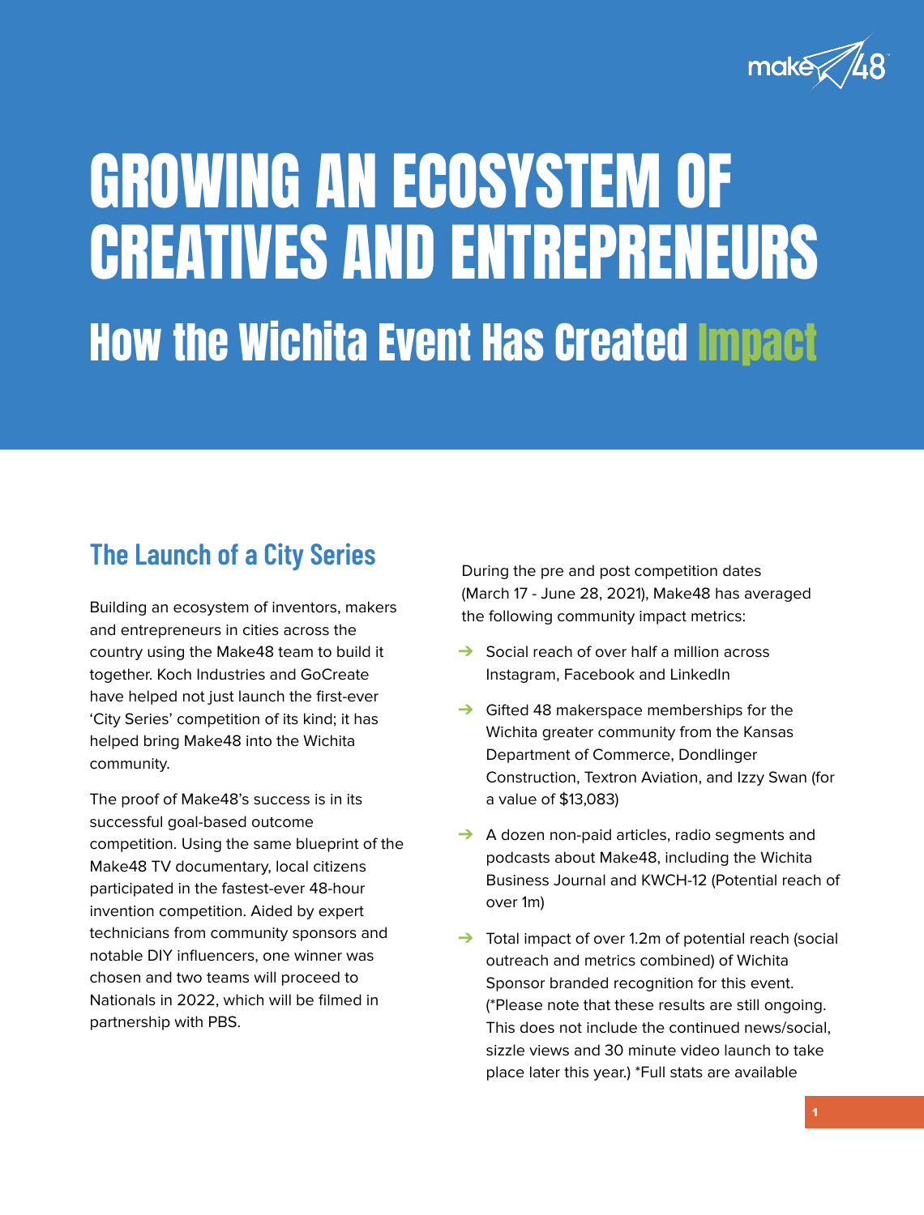# GROWING AN ECOSYSTEM OF CREATIVES AND ENTREPRENEURS

## How the Wichita Event Has Created Impact

### The Launch of a City Series

Building an ecosystem of inventors, makers and entrepreneurs in cities across the country using the Make48 team to build it together. Koch Industries and GoCreate have helped not just launch the first-ever 'City Series' competition of its kind; it has helped bring Make48 into the Wichita community.

The proof of Make48's success is in its successful goal-based outcome competition. Using the same blueprint of the Make48 TV documentary, local citizens participated in the fastest-ever 48-hour invention competition. Aided by expert technicians from community sponsors and notable DIY influencers, one winner was chosen and two teams will proceed to Nationals in 2022, which will be filmed in partnership with PBS.

During the pre and post competition dates (March 17 - June 28, 2021), Make48 has averaged the following community impact metrics:

- Social reach of over half a million across Instagram, Facebook and LinkedIn
- Gifted 48 makerspace memberships for the Wichita greater community from the Kansas Department of Commerce, Dondlinger Construction, Textron Aviation, and Izzy Swan (for a value of $13,083)
- A dozen non-paid articles, radio segments and podcasts about Make48, including the Wichita Business Journal and KWCH-12 (Potential reach of over 1m)
- Total impact of over 1.2m of potential reach (social outreach and metrics combined) of Wichita Sponsor branded recognition for this event. (*Please note that these results are still ongoing. This does not include the continued news/social, sizzle views and 30 minute video launch to take place later this year.) *Full stats are available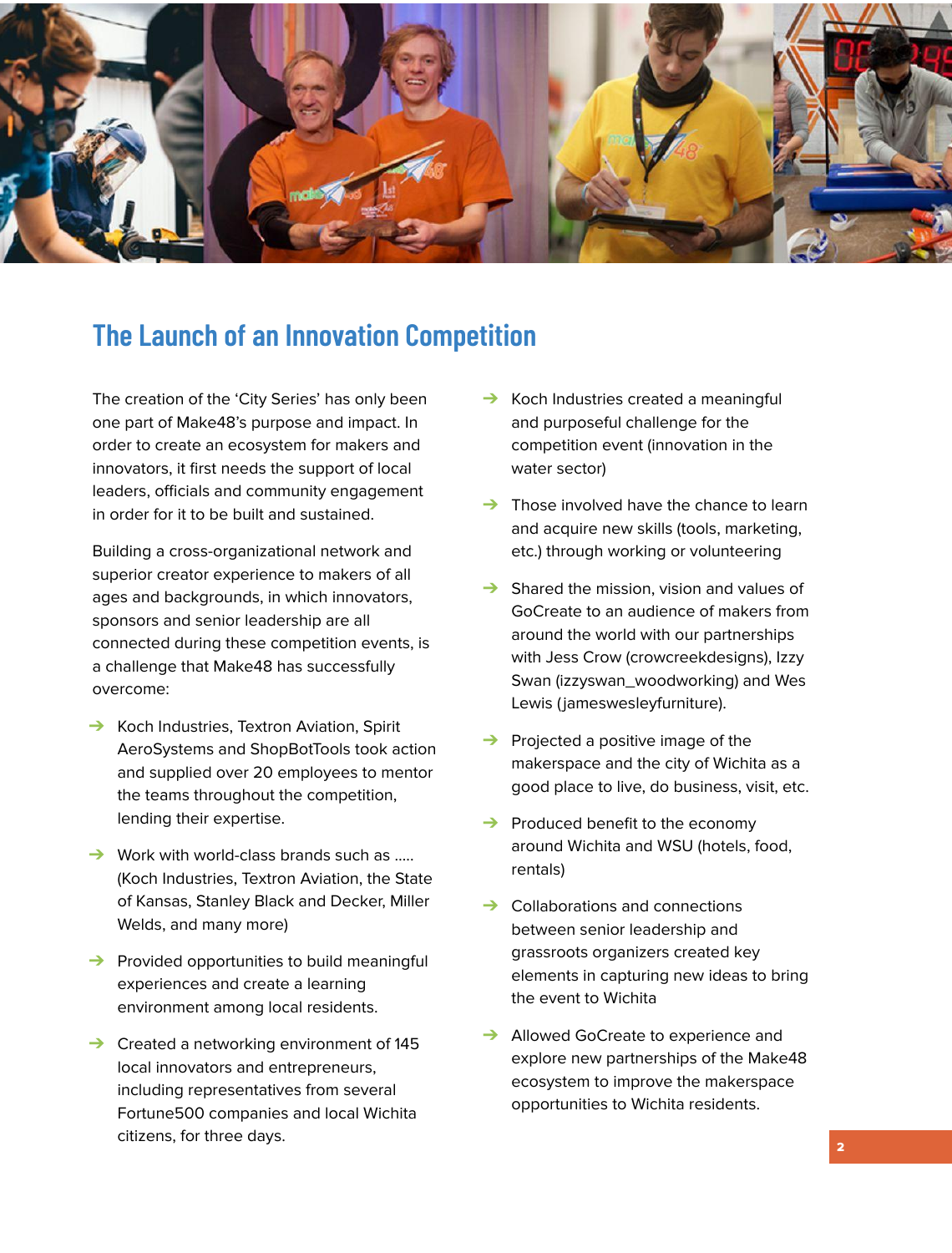## The Launch of an Innovation Competition

The creation of the 'City Series' has only been one part of Make48's purpose and impact. In order to create an ecosystem for makers and innovators, it first needs the support of local leaders, officials and community engagement in order for it to be built and sustained.

Building a cross-organizational network and superior creator experience to makers of all ages and backgrounds, in which innovators, sponsors and senior leadership are all connected during these competition events, is a challenge that Make48 has successfully overcome:

- Koch Industries, Textron Aviation, Spirit AeroSystems and ShopBotTools took action and supplied over 20 employees to mentor the teams throughout the competition, lending their expertise.
- Work with world-class brands such as ..... (Koch Industries, Textron Aviation, the State of Kansas, Stanley Black and Decker, Miller Welds, and many more)
- Provided opportunities to build meaningful experiences and create a learning environment among local residents.
- Created a networking environment of 145 local innovators and entrepreneurs, including representatives from several Fortune500 companies and local Wichita citizens, for three days.
- Koch Industries created a meaningful and purposeful challenge for the competition event (innovation in the water sector)
- Those involved have the chance to learn and acquire new skills (tools, marketing, etc.) through working or volunteering
- Shared the mission, vision and values of GoCreate to an audience of makers from around the world with our partnerships with Jess Crow (crowcreekdesigns), Izzy Swan (izzyswan_woodworking) and Wes Lewis (jameswesleyfurniture).
- Projected a positive image of the makerspace and the city of Wichita as a good place to live, do business, visit, etc.
- Produced benefit to the economy around Wichita and WSU (hotels, food, rentals)
- Collaborations and connections between senior leadership and grassroots organizers created key elements in capturing new ideas to bring the event to Wichita
- Allowed GoCreate to experience and explore new partnerships of the Make48 ecosystem to improve the makerspace opportunities to Wichita residents.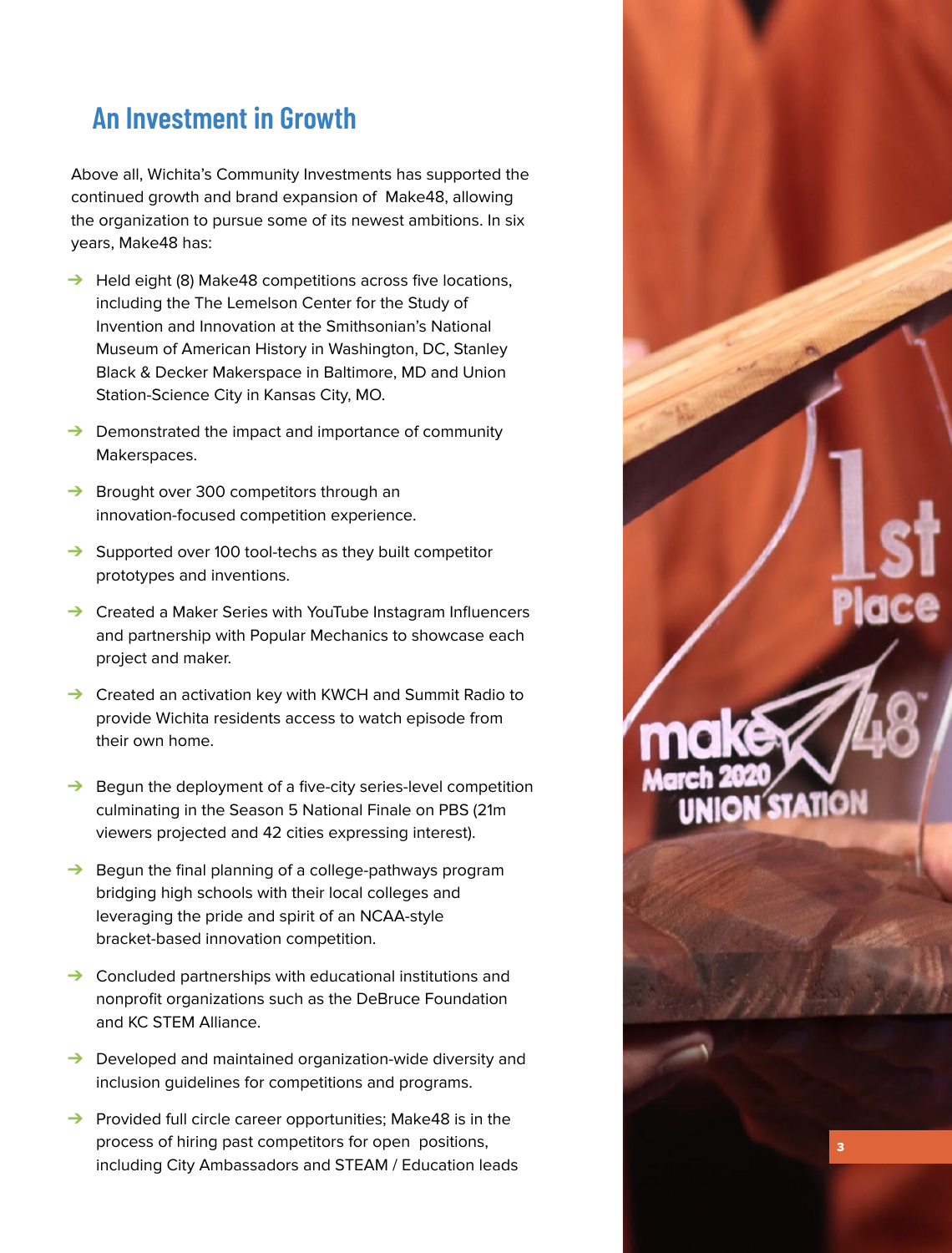## An Investment in Growth

Above all, Wichita's Community Investments has supported the continued growth and brand expansion of Make48, allowing the organization to pursue some of its newest ambitions. In six years, Make48 has:

- Held eight (8) Make48 competitions across five locations, including the The Lemelson Center for the Study of Invention and Innovation at the Smithsonian's National Museum of American History in Washington, DC, Stanley Black & Decker Makerspace in Baltimore, MD and Union Station-Science City in Kansas City, MO.
- Demonstrated the impact and importance of community Makerspaces.
- Brought over 300 competitors through an innovation-focused competition experience.
- Supported over 100 tool-techs as they built competitor prototypes and inventions.
- Created a Maker Series with YouTube Instagram Influencers and partnership with Popular Mechanics to showcase each project and maker.
- Created an activation key with KWCH and Summit Radio to provide Wichita residents access to watch episode from their own home.
- Begun the deployment of a five-city series-level competition culminating in the Season 5 National Finale on PBS (21m viewers projected and 42 cities expressing interest).
- Begun the final planning of a college-pathways program bridging high schools with their local colleges and leveraging the pride and spirit of an NCAA-style bracket-based innovation competition.
- Concluded partnerships with educational institutions and nonprofit organizations such as the DeBruce Foundation and KC STEM Alliance.
- Developed and maintained organization-wide diversity and inclusion guidelines for competitions and programs.
- Provided full circle career opportunities; Make48 is in the process of hiring past competitors for open positions, including City Ambassadors and STEAM / Education leads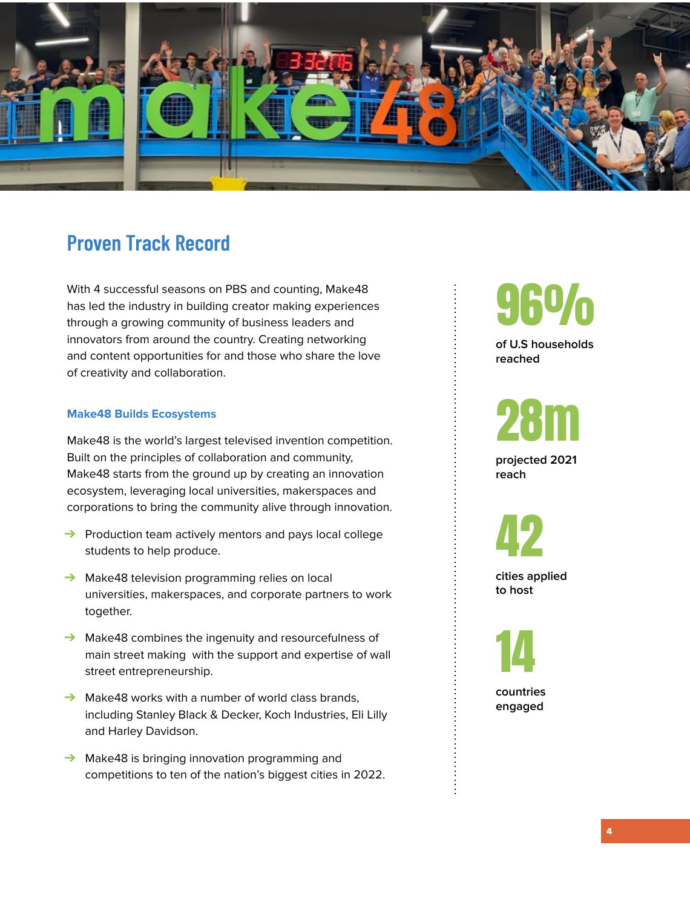## Proven Track Record

With 4 successful seasons on PBS and counting, Make48 has led the industry in building creator making experiences through a growing community of business leaders and innovators from around the country. Creating networking and content opportunities for and those who share the love of creativity and collaboration.

### Make48 Builds Ecosystems

Make48 is the world's largest televised invention competition. Built on the principles of collaboration and community, Make48 starts from the ground up by creating an innovation ecosystem, leveraging local universities, makerspaces and corporations to bring the community alive through innovation.

- Production team actively mentors and pays local college students to help produce.
- Make48 television programming relies on local universities, makerspaces, and corporate partners to work together.
- Make48 combines the ingenuity and resourcefulness of main street making with the support and expertise of wall street entrepreneurship.
- Make48 works with a number of world class brands, including Stanley Black & Decker, Koch Industries, Eli Lilly and Harley Davidson.
- Make48 is bringing innovation programming and competitions to ten of the nation's biggest cities in 2022.

**96%**
of U.S households reached

**28m**
projected 2021 reach

**42**
cities applied to host

**14**
countries engaged